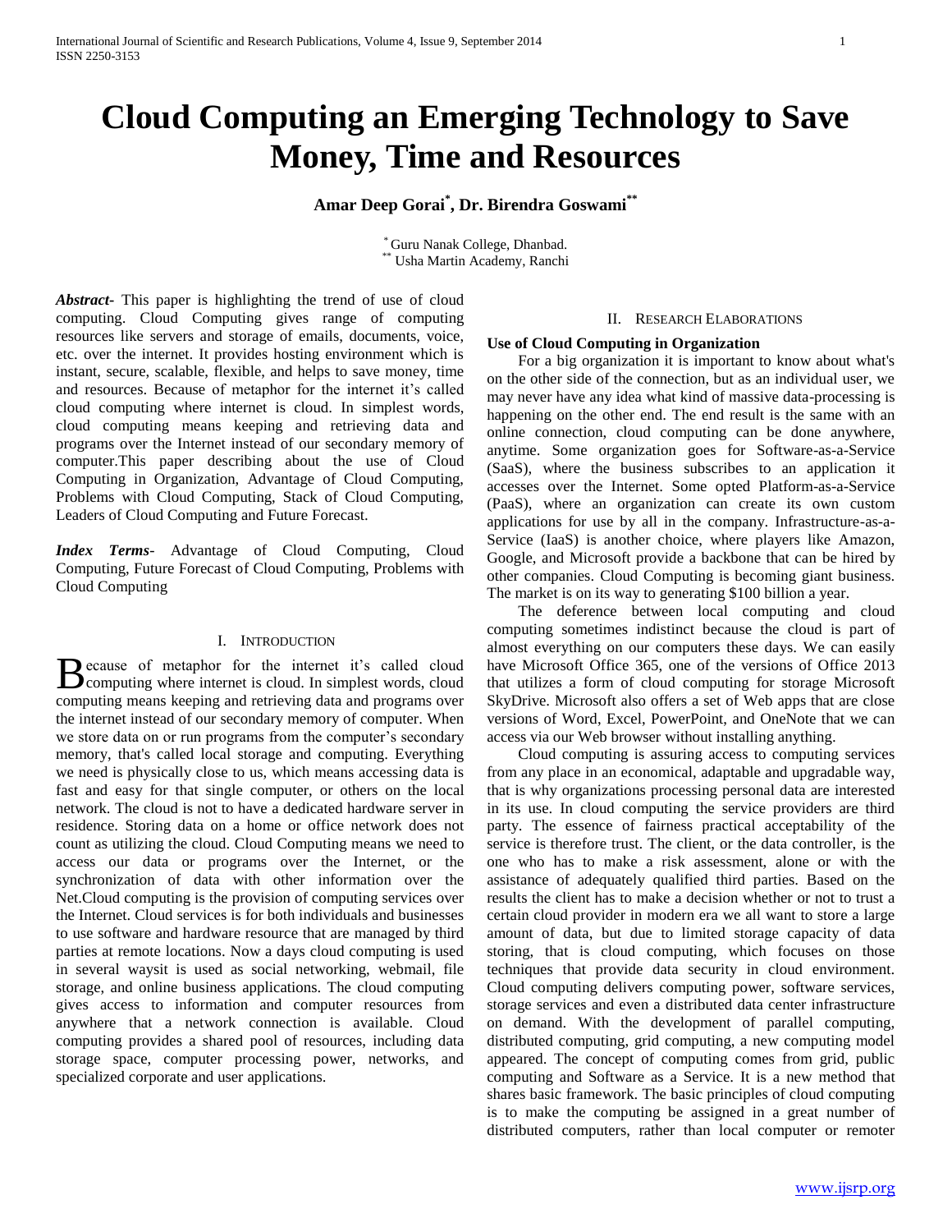# Cloud Computing an Emerging Technology to Save Money, Time and Resources

**Amar Deep Gorai[*], Dr. Birendra Goswami[**]**

[*] Guru Nanak College, Dhanbad.
[**] Usha Martin Academy, Ranchi

***Abstract-*** This paper is highlighting the trend of use of cloud computing. Cloud Computing gives range of computing resources like servers and storage of emails, documents, voice, etc. over the internet. It provides hosting environment which is instant, secure, scalable, flexible, and helps to save money, time and resources. Because of metaphor for the internet it's called cloud computing where internet is cloud. In simplest words, cloud computing means keeping and retrieving data and programs over the Internet instead of our secondary memory of computer.This paper describing about the use of Cloud Computing in Organization, Advantage of Cloud Computing, Problems with Cloud Computing, Stack of Cloud Computing, Leaders of Cloud Computing and Future Forecast.

***Index Terms*-** Advantage of Cloud Computing, Cloud Computing, Future Forecast of Cloud Computing, Problems with Cloud Computing

## I. Introduction

Because of metaphor for the internet it's called cloud computing where internet is cloud. In simplest words, cloud computing means keeping and retrieving data and programs over the internet instead of our secondary memory of computer. When we store data on or run programs from the computer's secondary memory, that's called local storage and computing. Everything we need is physically close to us, which means accessing data is fast and easy for that single computer, or others on the local network. The cloud is not to have a dedicated hardware server in residence. Storing data on a home or office network does not count as utilizing the cloud. Cloud Computing means we need to access our data or programs over the Internet, or the synchronization of data with other information over the Net.Cloud computing is the provision of computing services over the Internet. Cloud services is for both individuals and businesses to use software and hardware resource that are managed by third parties at remote locations. Now a days cloud computing is used in several waysit is used as social networking, webmail, file storage, and online business applications. The cloud computing gives access to information and computer resources from anywhere that a network connection is available. Cloud computing provides a shared pool of resources, including data storage space, computer processing power, networks, and specialized corporate and user applications.

## II. Research Elaborations

### Use of Cloud Computing in Organization

For a big organization it is important to know about what's on the other side of the connection, but as an individual user, we may never have any idea what kind of massive data-processing is happening on the other end. The end result is the same with an online connection, cloud computing can be done anywhere, anytime. Some organization goes for Software-as-a-Service (SaaS), where the business subscribes to an application it accesses over the Internet. Some opted Platform-as-a-Service (PaaS), where an organization can create its own custom applications for use by all in the company. Infrastructure-as-a-Service (IaaS) is another choice, where players like Amazon, Google, and Microsoft provide a backbone that can be hired by other companies. Cloud Computing is becoming giant business. The market is on its way to generating $100 billion a year.

The deference between local computing and cloud computing sometimes indistinct because the cloud is part of almost everything on our computers these days. We can easily have Microsoft Office 365, one of the versions of Office 2013 that utilizes a form of cloud computing for storage Microsoft SkyDrive. Microsoft also offers a set of Web apps that are close versions of Word, Excel, PowerPoint, and OneNote that we can access via our Web browser without installing anything.

Cloud computing is assuring access to computing services from any place in an economical, adaptable and upgradable way, that is why organizations processing personal data are interested in its use. In cloud computing the service providers are third party. The essence of fairness practical acceptability of the service is therefore trust. The client, or the data controller, is the one who has to make a risk assessment, alone or with the assistance of adequately qualified third parties. Based on the results the client has to make a decision whether or not to trust a certain cloud provider in modern era we all want to store a large amount of data, but due to limited storage capacity of data storing, that is cloud computing, which focuses on those techniques that provide data security in cloud environment. Cloud computing delivers computing power, software services, storage services and even a distributed data center infrastructure on demand. With the development of parallel computing, distributed computing, grid computing, a new computing model appeared. The concept of computing comes from grid, public computing and Software as a Service. It is a new method that shares basic framework. The basic principles of cloud computing is to make the computing be assigned in a great number of distributed computers, rather than local computer or remoter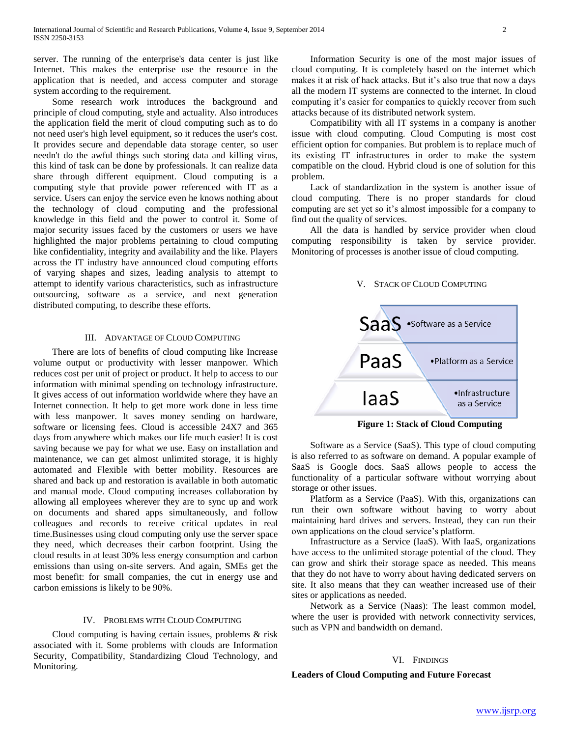server. The running of the enterprise's data center is just like Internet. This makes the enterprise use the resource in the application that is needed, and access computer and storage system according to the requirement.

Some research work introduces the background and principle of cloud computing, style and actuality. Also introduces the application field the merit of cloud computing such as to do not need user's high level equipment, so it reduces the user's cost. It provides secure and dependable data storage center, so user needn't do the awful things such storing data and killing virus, this kind of task can be done by professionals. It can realize data share through different equipment. Cloud computing is a computing style that provide power referenced with IT as a service. Users can enjoy the service even he knows nothing about the technology of cloud computing and the professional knowledge in this field and the power to control it. Some of major security issues faced by the customers or users we have highlighted the major problems pertaining to cloud computing like confidentiality, integrity and availability and the like. Players across the IT industry have announced cloud computing efforts of varying shapes and sizes, leading analysis to attempt to attempt to identify various characteristics, such as infrastructure outsourcing, software as a service, and next generation distributed computing, to describe these efforts.

## III. Advantage of Cloud Computing

There are lots of benefits of cloud computing like Increase volume output or productivity with lesser manpower. Which reduces cost per unit of project or product. It help to access to our information with minimal spending on technology infrastructure. It gives access of out information worldwide where they have an Internet connection. It help to get more work done in less time with less manpower. It saves money sending on hardware, software or licensing fees. Cloud is accessible 24X7 and 365 days from anywhere which makes our life much easier! It is cost saving because we pay for what we use. Easy on installation and maintenance, we can get almost unlimited storage, it is highly automated and Flexible with better mobility. Resources are shared and back up and restoration is available in both automatic and manual mode. Cloud computing increases collaboration by allowing all employees wherever they are to sync up and work on documents and shared apps simultaneously, and follow colleagues and records to receive critical updates in real time.Businesses using cloud computing only use the server space they need, which decreases their carbon footprint. Using the cloud results in at least 30% less energy consumption and carbon emissions than using on-site servers. And again, SMEs get the most benefit: for small companies, the cut in energy use and carbon emissions is likely to be 90%.

## IV. Problems with Cloud Computing

Cloud computing is having certain issues, problems & risk associated with it. Some problems with clouds are Information Security, Compatibility, Standardizing Cloud Technology, and Monitoring.

Information Security is one of the most major issues of cloud computing. It is completely based on the internet which makes it at risk of hack attacks. But it's also true that now a days all the modern IT systems are connected to the internet. In cloud computing it's easier for companies to quickly recover from such attacks because of its distributed network system.

Compatibility with all IT systems in a company is another issue with cloud computing. Cloud Computing is most cost efficient option for companies. But problem is to replace much of its existing IT infrastructures in order to make the system compatible on the cloud. Hybrid cloud is one of solution for this problem.

Lack of standardization in the system is another issue of cloud computing. There is no proper standards for cloud computing are set yet so it's almost impossible for a company to find out the quality of services.

All the data is handled by service provider when cloud computing responsibility is taken by service provider. Monitoring of processes is another issue of cloud computing.

## V. Stack of Cloud Computing

| | |
|---|---|
| SaaS | •Software as a Service |
| PaaS | •Platform as a Service |
| IaaS | •Infrastructure as a Service |

**Figure 1: Stack of Cloud Computing**

Software as a Service (SaaS). This type of cloud computing is also referred to as software on demand. A popular example of SaaS is Google docs. SaaS allows people to access the functionality of a particular software without worrying about storage or other issues.

Platform as a Service (PaaS). With this, organizations can run their own software without having to worry about maintaining hard drives and servers. Instead, they can run their own applications on the cloud service's platform.

Infrastructure as a Service (IaaS). With IaaS, organizations have access to the unlimited storage potential of the cloud. They can grow and shirk their storage space as needed. This means that they do not have to worry about having dedicated servers on site. It also means that they can weather increased use of their sites or applications as needed.

Network as a Service (Naas): The least common model, where the user is provided with network connectivity services, such as VPN and bandwidth on demand.

## VI. Findings

**Leaders of Cloud Computing and Future Forecast**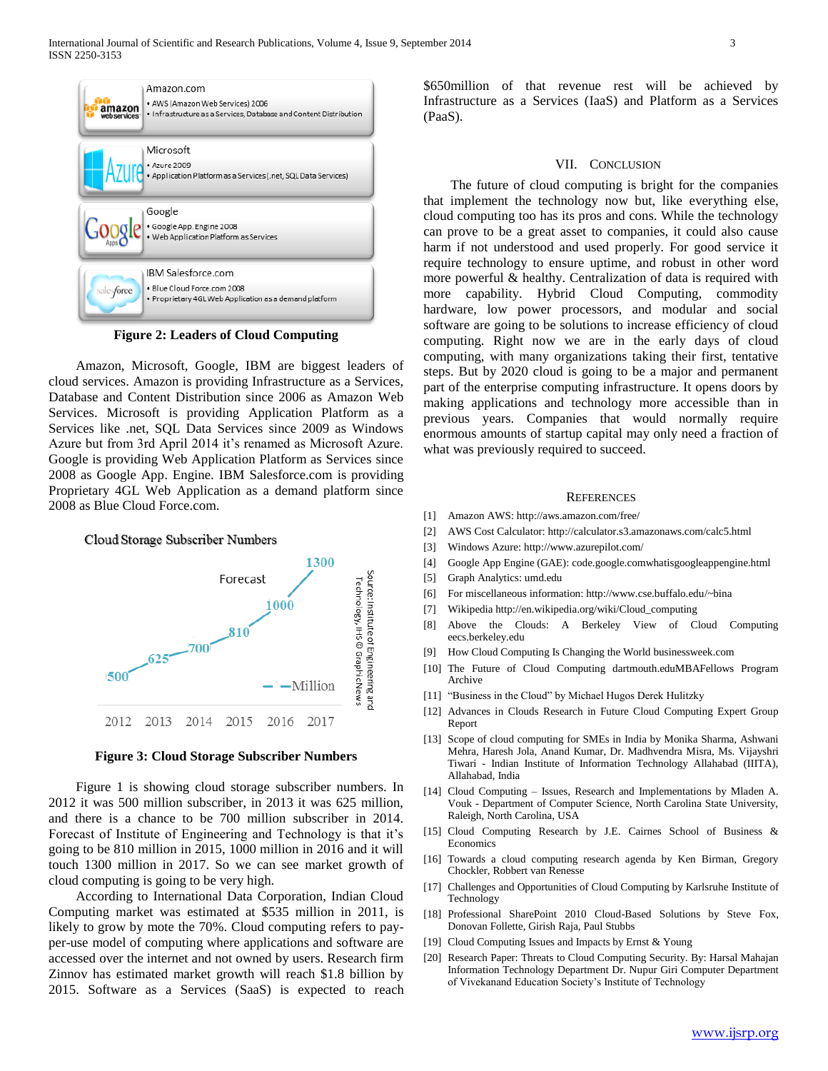Amazon.com
- AWS (Amazon Web Services) 2006
- Infrastructure as a Services, Database and Content Distribution

Microsoft
- Azure 2009
- Application Platform as a Services (.net, SQL Data Services)

Google
- Google App. Engine 2008
- Web Application Platform as Services

IBM Salesforce.com
- Blue Cloud Force.com 2008
- Proprietary 4GL Web Application as a demand platform

**Figure 2: Leaders of Cloud Computing**

Amazon, Microsoft, Google, IBM are biggest leaders of cloud services. Amazon is providing Infrastructure as a Services, Database and Content Distribution since 2006 as Amazon Web Services. Microsoft is providing Application Platform as a Services like .net, SQL Data Services since 2009 as Windows Azure but from 3rd April 2014 it's renamed as Microsoft Azure. Google is providing Web Application Platform as Services since 2008 as Google App. Engine. IBM Salesforce.com is providing Proprietary 4GL Web Application as a demand platform since 2008 as Blue Cloud Force.com.

Cloud Storage Subscriber Numbers

| Year | 2012 | 2013 | 2014 | 2015 | 2016 | 2017 |
|---|---|---|---|---|---|---|
| Million | 500 | 625 | 700 | 810 | 1000 | 1300 |

Forecast

Source: Institute of Engineering and Technology, IHS © GraphicNews

**Figure 3: Cloud Storage Subscriber Numbers**

Figure 1 is showing cloud storage subscriber numbers. In 2012 it was 500 million subscriber, in 2013 it was 625 million, and there is a chance to be 700 million subscriber in 2014. Forecast of Institute of Engineering and Technology is that it's going to be 810 million in 2015, 1000 million in 2016 and it will touch 1300 million in 2017. So we can see market growth of cloud computing is going to be very high.

According to International Data Corporation, Indian Cloud Computing market was estimated at $535 million in 2011, is likely to grow by mote the 70%. Cloud computing refers to pay-per-use model of computing where applications and software are accessed over the internet and not owned by users. Research firm Zinnov has estimated market growth will reach $1.8 billion by 2015. Software as a Services (SaaS) is expected to reach $650million of that revenue rest will be achieved by Infrastructure as a Services (IaaS) and Platform as a Services (PaaS).

## VII. Conclusion

The future of cloud computing is bright for the companies that implement the technology now but, like everything else, cloud computing too has its pros and cons. While the technology can prove to be a great asset to companies, it could also cause harm if not understood and used properly. For good service it require technology to ensure uptime, and robust in other word more powerful & healthy. Centralization of data is required with more capability. Hybrid Cloud Computing, commodity hardware, low power processors, and modular and social software are going to be solutions to increase efficiency of cloud computing. Right now we are in the early days of cloud computing, with many organizations taking their first, tentative steps. But by 2020 cloud is going to be a major and permanent part of the enterprise computing infrastructure. It opens doors by making applications and technology more accessible than in previous years. Companies that would normally require enormous amounts of startup capital may only need a fraction of what was previously required to succeed.

## References

[1] Amazon AWS: http://aws.amazon.com/free/

[2] AWS Cost Calculator: http://calculator.s3.amazonaws.com/calc5.html

[3] Windows Azure: http://www.azurepilot.com/

[4] Google App Engine (GAE): code.google.comwhatisgoogleappengine.html

[5] Graph Analytics: umd.edu

[6] For miscellaneous information: http://www.cse.buffalo.edu/~bina

[7] Wikipedia http://en.wikipedia.org/wiki/Cloud_computing

[8] Above the Clouds: A Berkeley View of Cloud Computing eecs.berkeley.edu

[9] How Cloud Computing Is Changing the World businessweek.com

[10] The Future of Cloud Computing dartmouth.eduMBAFellows Program Archive

[11] "Business in the Cloud" by Michael Hugos Derek Hulitzky

[12] Advances in Clouds Research in Future Cloud Computing Expert Group Report

[13] Scope of cloud computing for SMEs in India by Monika Sharma, Ashwani Mehra, Haresh Jola, Anand Kumar, Dr. Madhvendra Misra, Ms. Vijayshri Tiwari - Indian Institute of Information Technology Allahabad (IIITA), Allahabad, India

[14] Cloud Computing – Issues, Research and Implementations by Mladen A. Vouk - Department of Computer Science, North Carolina State University, Raleigh, North Carolina, USA

[15] Cloud Computing Research by J.E. Cairnes School of Business & Economics

[16] Towards a cloud computing research agenda by Ken Birman, Gregory Chockler, Robbert van Renesse

[17] Challenges and Opportunities of Cloud Computing by Karlsruhe Institute of Technology

[18] Professional SharePoint 2010 Cloud-Based Solutions by Steve Fox, Donovan Follette, Girish Raja, Paul Stubbs

[19] Cloud Computing Issues and Impacts by Ernst & Young

[20] Research Paper: Threats to Cloud Computing Security. By: Harsal Mahajan Information Technology Department Dr. Nupur Giri Computer Department of Vivekanand Education Society's Institute of Technology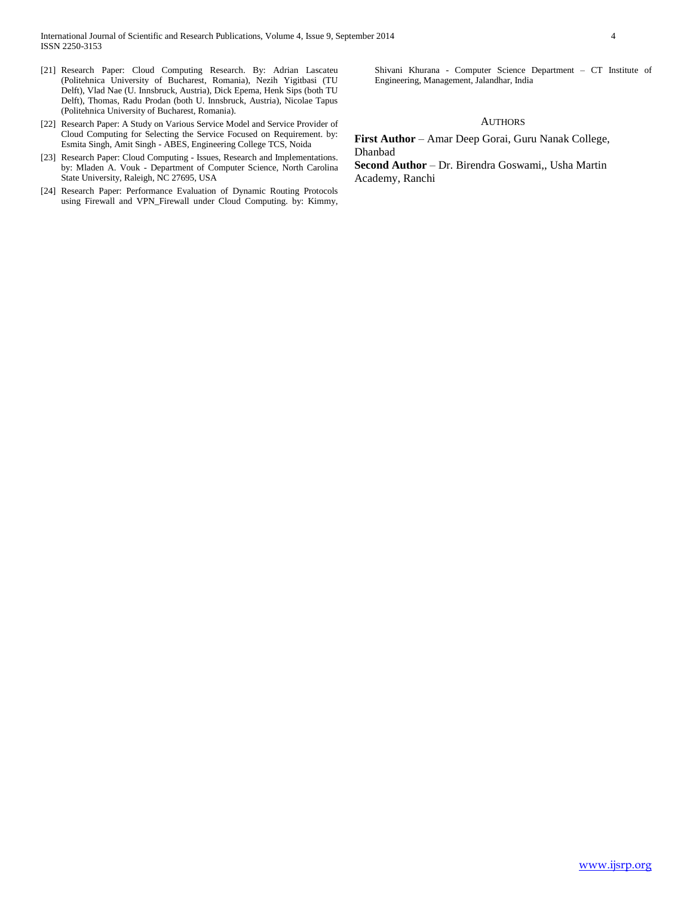[21] Research Paper: Cloud Computing Research. By: Adrian Lascateu (Politehnica University of Bucharest, Romania), Nezih Yigitbasi (TU Delft), Vlad Nae (U. Innsbruck, Austria), Dick Epema, Henk Sips (both TU Delft), Thomas, Radu Prodan (both U. Innsbruck, Austria), Nicolae Tapus (Politehnica University of Bucharest, Romania).

[22] Research Paper: A Study on Various Service Model and Service Provider of Cloud Computing for Selecting the Service Focused on Requirement. by: Esmita Singh, Amit Singh - ABES, Engineering College TCS, Noida

[23] Research Paper: Cloud Computing - Issues, Research and Implementations. by: Mladen A. Vouk - Department of Computer Science, North Carolina State University, Raleigh, NC 27695, USA

[24] Research Paper: Performance Evaluation of Dynamic Routing Protocols using Firewall and VPN_Firewall under Cloud Computing. by: Kimmy, Shivani Khurana - Computer Science Department – CT Institute of Engineering, Management, Jalandhar, India

## AUTHORS

**First Author** – Amar Deep Gorai, Guru Nanak College, Dhanbad

**Second Author** – Dr. Birendra Goswami,, Usha Martin Academy, Ranchi